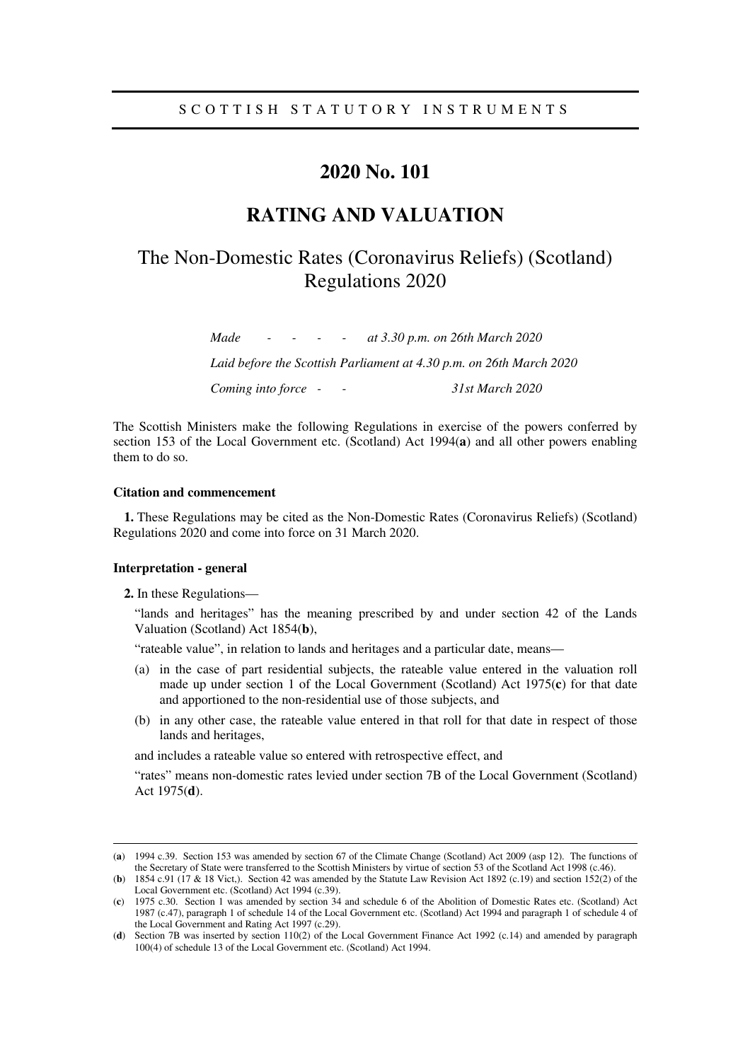SCOTTISH STATUTORY INSTRUMENTS

# 2020 No. 101

# RATING AND VALUATION

## The Non-Domestic Rates (Coronavirus Reliefs) (Scotland) Regulations 2020

*Made - - - - - at 3.30 p.m. on 26th March 2020*

*Laid before the Scottish Parliament at 4.30 p.m. on 26th March 2020*

*Coming into force - - 31st March 2020*

The Scottish Ministers make the following Regulations in exercise of the powers conferred by section 153 of the Local Government etc. (Scotland) Act 1994(**a**) and all other powers enabling them to do so.

### Citation and commencement

**1.** These Regulations may be cited as the Non-Domestic Rates (Coronavirus Reliefs) (Scotland) Regulations 2020 and come into force on 31 March 2020.

### Interpretation - general

**2.** In these Regulations—

"lands and heritages" has the meaning prescribed by and under section 42 of the Lands Valuation (Scotland) Act 1854(**b**),

"rateable value", in relation to lands and heritages and a particular date, means—

(a) in the case of part residential subjects, the rateable value entered in the valuation roll made up under section 1 of the Local Government (Scotland) Act 1975(**c**) for that date and apportioned to the non-residential use of those subjects, and

(b) in any other case, the rateable value entered in that roll for that date in respect of those lands and heritages,

and includes a rateable value so entered with retrospective effect, and

"rates" means non-domestic rates levied under section 7B of the Local Government (Scotland) Act 1975(**d**).

---

(**a**) 1994 c.39. Section 153 was amended by section 67 of the Climate Change (Scotland) Act 2009 (asp 12). The functions of the Secretary of State were transferred to the Scottish Ministers by virtue of section 53 of the Scotland Act 1998 (c.46).

(**b**) 1854 c.91 (17 & 18 Vict,). Section 42 was amended by the Statute Law Revision Act 1892 (c.19) and section 152(2) of the Local Government etc. (Scotland) Act 1994 (c.39).

(**c**) 1975 c.30. Section 1 was amended by section 34 and schedule 6 of the Abolition of Domestic Rates etc. (Scotland) Act 1987 (c.47), paragraph 1 of schedule 14 of the Local Government etc. (Scotland) Act 1994 and paragraph 1 of schedule 4 of the Local Government and Rating Act 1997 (c.29).

(**d**) Section 7B was inserted by section 110(2) of the Local Government Finance Act 1992 (c.14) and amended by paragraph 100(4) of schedule 13 of the Local Government etc. (Scotland) Act 1994.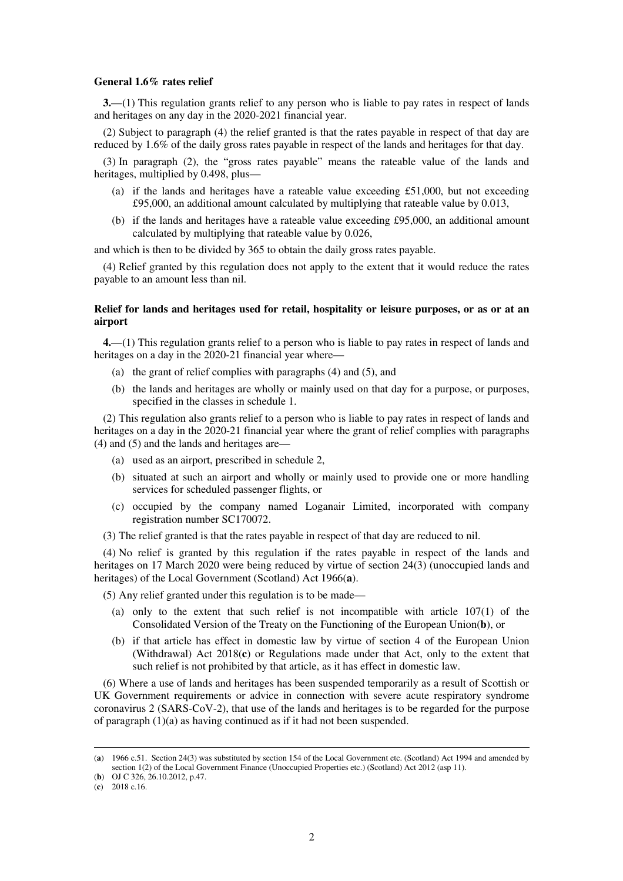**General 1.6% rates relief**

**3.**—(1) This regulation grants relief to any person who is liable to pay rates in respect of lands and heritages on any day in the 2020-2021 financial year.

(2) Subject to paragraph (4) the relief granted is that the rates payable in respect of that day are reduced by 1.6% of the daily gross rates payable in respect of the lands and heritages for that day.

(3) In paragraph (2), the "gross rates payable" means the rateable value of the lands and heritages, multiplied by 0.498, plus—

- (a) if the lands and heritages have a rateable value exceeding £51,000, but not exceeding £95,000, an additional amount calculated by multiplying that rateable value by 0.013,
- (b) if the lands and heritages have a rateable value exceeding £95,000, an additional amount calculated by multiplying that rateable value by 0.026,

and which is then to be divided by 365 to obtain the daily gross rates payable.

(4) Relief granted by this regulation does not apply to the extent that it would reduce the rates payable to an amount less than nil.

**Relief for lands and heritages used for retail, hospitality or leisure purposes, or as or at an airport**

**4.**—(1) This regulation grants relief to a person who is liable to pay rates in respect of lands and heritages on a day in the 2020-21 financial year where—

- (a) the grant of relief complies with paragraphs (4) and (5), and
- (b) the lands and heritages are wholly or mainly used on that day for a purpose, or purposes, specified in the classes in schedule 1.

(2) This regulation also grants relief to a person who is liable to pay rates in respect of lands and heritages on a day in the 2020-21 financial year where the grant of relief complies with paragraphs (4) and (5) and the lands and heritages are—

- (a) used as an airport, prescribed in schedule 2,
- (b) situated at such an airport and wholly or mainly used to provide one or more handling services for scheduled passenger flights, or
- (c) occupied by the company named Loganair Limited, incorporated with company registration number SC170072.

(3) The relief granted is that the rates payable in respect of that day are reduced to nil.

(4) No relief is granted by this regulation if the rates payable in respect of the lands and heritages on 17 March 2020 were being reduced by virtue of section 24(3) (unoccupied lands and heritages) of the Local Government (Scotland) Act 1966(**a**).

(5) Any relief granted under this regulation is to be made—

- (a) only to the extent that such relief is not incompatible with article 107(1) of the Consolidated Version of the Treaty on the Functioning of the European Union(**b**), or
- (b) if that article has effect in domestic law by virtue of section 4 of the European Union (Withdrawal) Act 2018(**c**) or Regulations made under that Act, only to the extent that such relief is not prohibited by that article, as it has effect in domestic law.

(6) Where a use of lands and heritages has been suspended temporarily as a result of Scottish or UK Government requirements or advice in connection with severe acute respiratory syndrome coronavirus 2 (SARS-CoV-2), that use of the lands and heritages is to be regarded for the purpose of paragraph (1)(a) as having continued as if it had not been suspended.

---

(**a**) 1966 c.51. Section 24(3) was substituted by section 154 of the Local Government etc. (Scotland) Act 1994 and amended by section 1(2) of the Local Government Finance (Unoccupied Properties etc.) (Scotland) Act 2012 (asp 11).

(**b**) OJ C 326, 26.10.2012, p.47.

(**c**) 2018 c.16.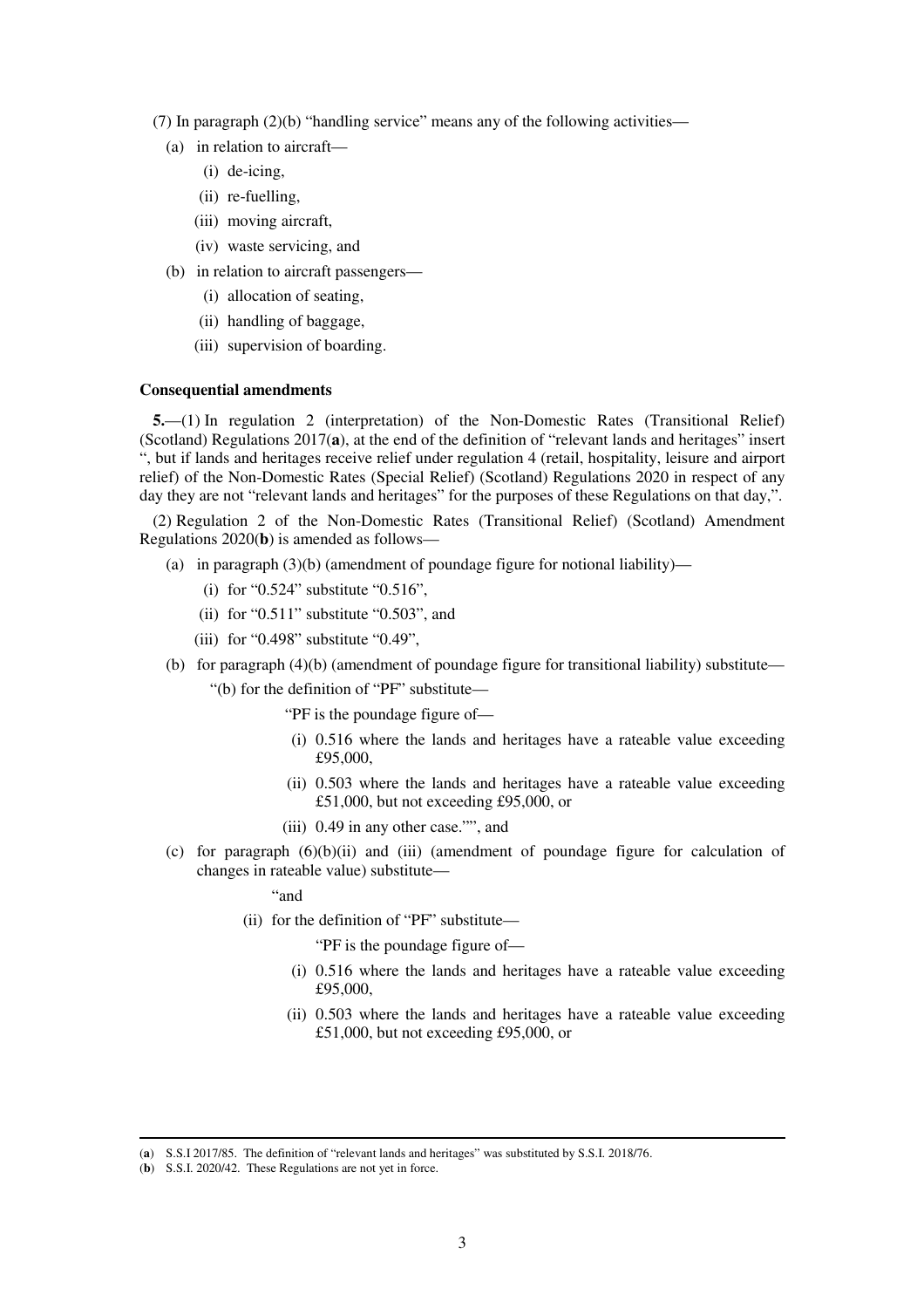(7) In paragraph (2)(b) "handling service" means any of the following activities—

(a) in relation to aircraft—

(i) de-icing,

(ii) re-fuelling,

(iii) moving aircraft,

(iv) waste servicing, and

(b) in relation to aircraft passengers—

(i) allocation of seating,

(ii) handling of baggage,

(iii) supervision of boarding.

**Consequential amendments**

**5.**—(1) In regulation 2 (interpretation) of the Non-Domestic Rates (Transitional Relief) (Scotland) Regulations 2017(**a**), at the end of the definition of "relevant lands and heritages" insert ", but if lands and heritages receive relief under regulation 4 (retail, hospitality, leisure and airport relief) of the Non-Domestic Rates (Special Relief) (Scotland) Regulations 2020 in respect of any day they are not "relevant lands and heritages" for the purposes of these Regulations on that day,".

(2) Regulation 2 of the Non-Domestic Rates (Transitional Relief) (Scotland) Amendment Regulations 2020(**b**) is amended as follows—

(a) in paragraph (3)(b) (amendment of poundage figure for notional liability)—

(i) for "0.524" substitute "0.516",

(ii) for "0.511" substitute "0.503", and

(iii) for "0.498" substitute "0.49",

(b) for paragraph (4)(b) (amendment of poundage figure for transitional liability) substitute—

"(b) for the definition of "PF" substitute—

"PF is the poundage figure of—

(i) 0.516 where the lands and heritages have a rateable value exceeding £95,000,

(ii) 0.503 where the lands and heritages have a rateable value exceeding £51,000, but not exceeding £95,000, or

(iii) 0.49 in any other case."", and

(c) for paragraph (6)(b)(ii) and (iii) (amendment of poundage figure for calculation of changes in rateable value) substitute—

"and

(ii) for the definition of "PF" substitute—

"PF is the poundage figure of—

(i) 0.516 where the lands and heritages have a rateable value exceeding £95,000,

(ii) 0.503 where the lands and heritages have a rateable value exceeding £51,000, but not exceeding £95,000, or

---

(**a**) S.S.I 2017/85. The definition of "relevant lands and heritages" was substituted by S.S.I. 2018/76.

(**b**) S.S.I. 2020/42. These Regulations are not yet in force.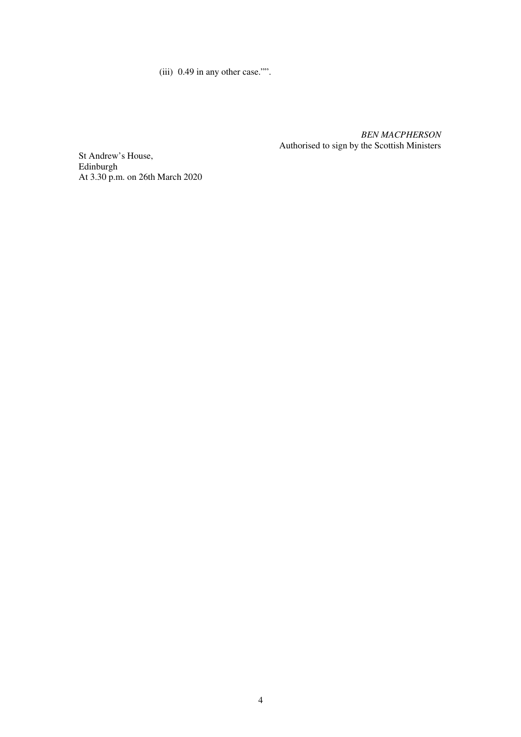(iii) 0.49 in any other case."".

*BEN MACPHERSON*
Authorised to sign by the Scottish Ministers

St Andrew's House,
Edinburgh
At 3.30 p.m. on 26th March 2020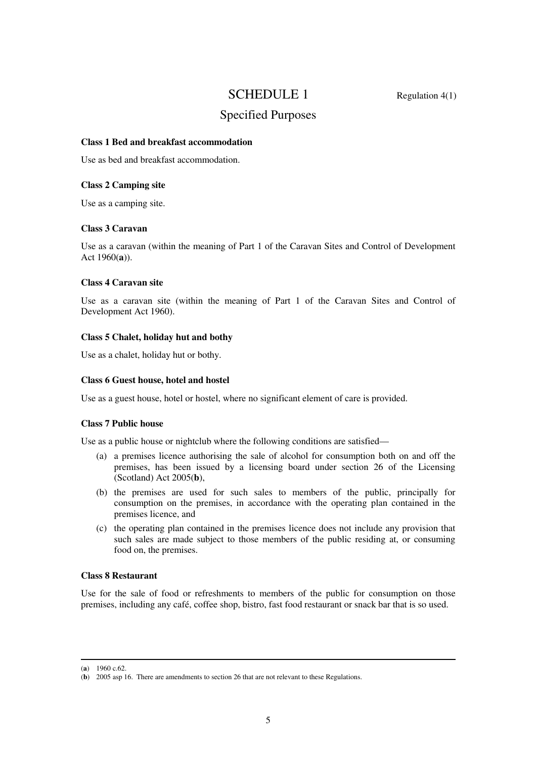# SCHEDULE 1

Regulation 4(1)

## Specified Purposes

**Class 1 Bed and breakfast accommodation**

Use as bed and breakfast accommodation.

**Class 2 Camping site**

Use as a camping site.

**Class 3 Caravan**

Use as a caravan (within the meaning of Part 1 of the Caravan Sites and Control of Development Act 1960([a])).

**Class 4 Caravan site**

Use as a caravan site (within the meaning of Part 1 of the Caravan Sites and Control of Development Act 1960).

**Class 5 Chalet, holiday hut and bothy**

Use as a chalet, holiday hut or bothy.

**Class 6 Guest house, hotel and hostel**

Use as a guest house, hotel or hostel, where no significant element of care is provided.

**Class 7 Public house**

Use as a public house or nightclub where the following conditions are satisfied—

(a) a premises licence authorising the sale of alcohol for consumption both on and off the premises, has been issued by a licensing board under section 26 of the Licensing (Scotland) Act 2005([b]),

(b) the premises are used for such sales to members of the public, principally for consumption on the premises, in accordance with the operating plan contained in the premises licence, and

(c) the operating plan contained in the premises licence does not include any provision that such sales are made subject to those members of the public residing at, or consuming food on, the premises.

**Class 8 Restaurant**

Use for the sale of food or refreshments to members of the public for consumption on those premises, including any café, coffee shop, bistro, fast food restaurant or snack bar that is so used.

---

([a]) 1960 c.62.

([b]) 2005 asp 16. There are amendments to section 26 that are not relevant to these Regulations.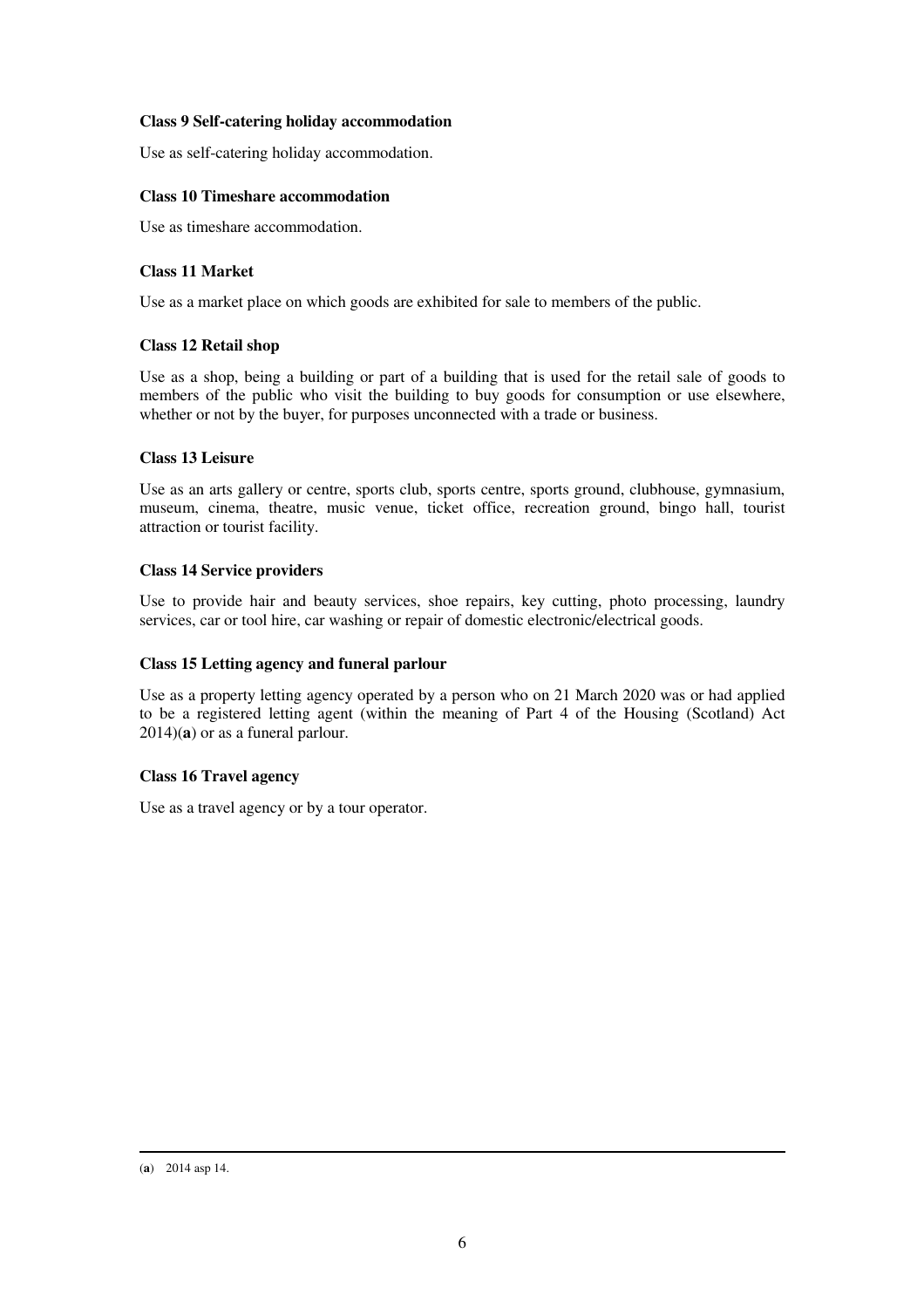**Class 9 Self-catering holiday accommodation**

Use as self-catering holiday accommodation.

**Class 10 Timeshare accommodation**

Use as timeshare accommodation.

**Class 11 Market**

Use as a market place on which goods are exhibited for sale to members of the public.

**Class 12 Retail shop**

Use as a shop, being a building or part of a building that is used for the retail sale of goods to members of the public who visit the building to buy goods for consumption or use elsewhere, whether or not by the buyer, for purposes unconnected with a trade or business.

**Class 13 Leisure**

Use as an arts gallery or centre, sports club, sports centre, sports ground, clubhouse, gymnasium, museum, cinema, theatre, music venue, ticket office, recreation ground, bingo hall, tourist attraction or tourist facility.

**Class 14 Service providers**

Use to provide hair and beauty services, shoe repairs, key cutting, photo processing, laundry services, car or tool hire, car washing or repair of domestic electronic/electrical goods.

**Class 15 Letting agency and funeral parlour**

Use as a property letting agency operated by a person who on 21 March 2020 was or had applied to be a registered letting agent (within the meaning of Part 4 of the Housing (Scotland) Act 2014)(**a**) or as a funeral parlour.

**Class 16 Travel agency**

Use as a travel agency or by a tour operator.

---

(**a**) 2014 asp 14.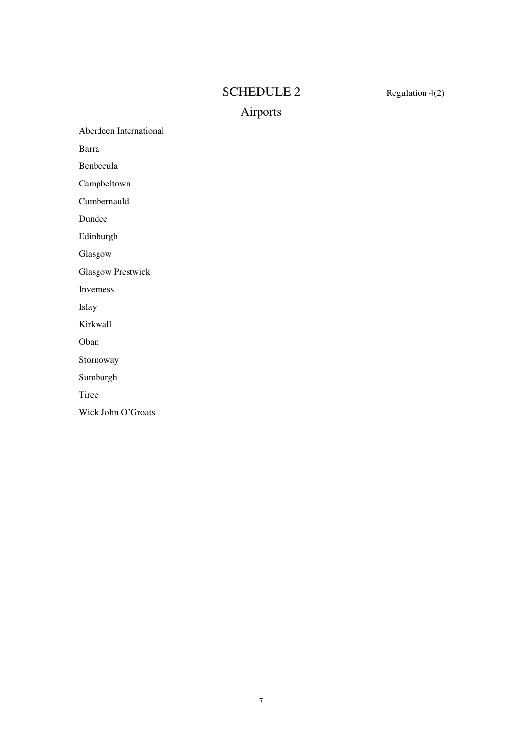# SCHEDULE 2

Regulation 4(2)

## Airports

Aberdeen International

Barra

Benbecula

Campbeltown

Cumbernauld

Dundee

Edinburgh

Glasgow

Glasgow Prestwick

Inverness

Islay

Kirkwall

Oban

Stornoway

Sumburgh

Tiree

Wick John O'Groats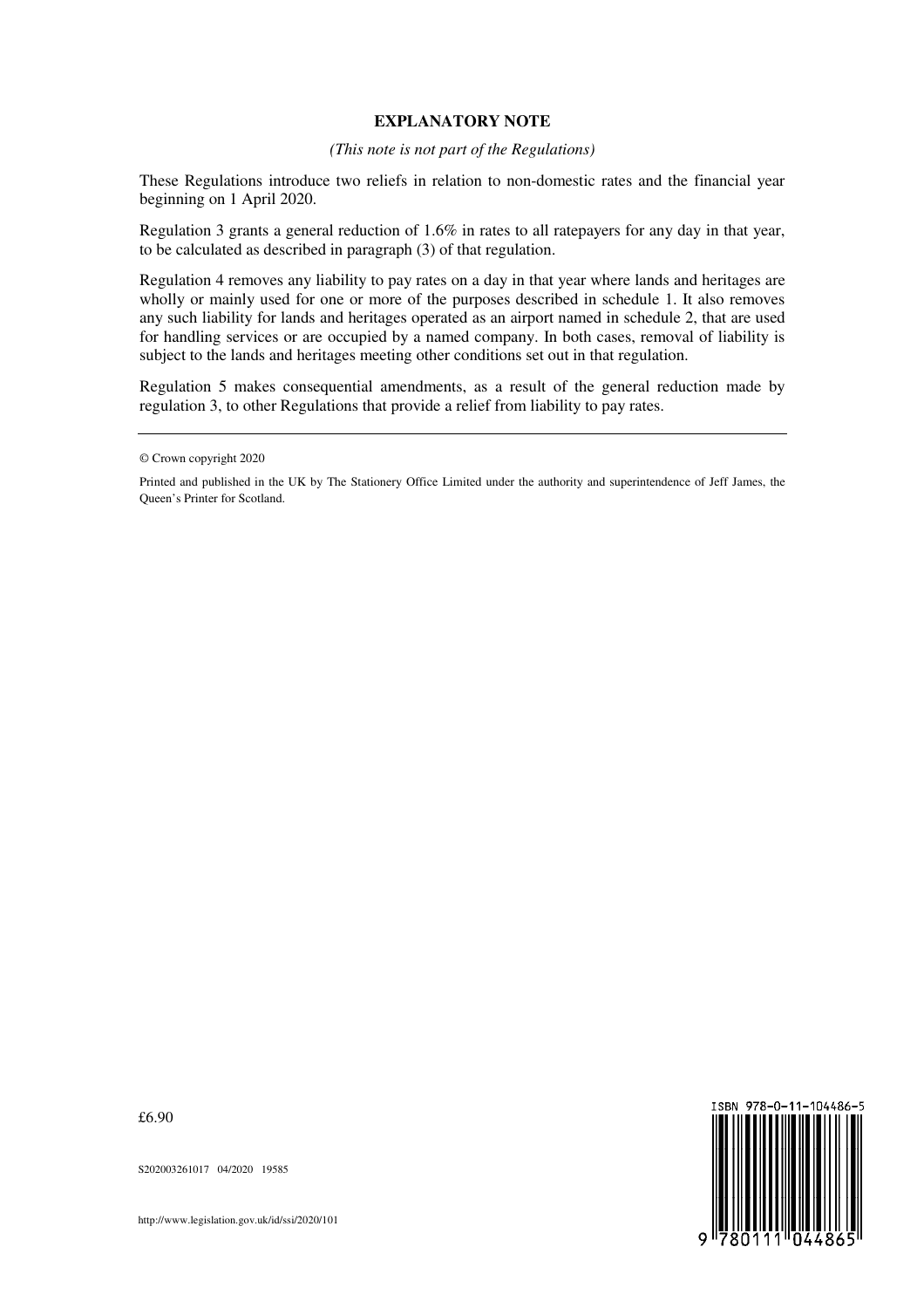**EXPLANATORY NOTE**

*(This note is not part of the Regulations)*

These Regulations introduce two reliefs in relation to non-domestic rates and the financial year beginning on 1 April 2020.

Regulation 3 grants a general reduction of 1.6% in rates to all ratepayers for any day in that year, to be calculated as described in paragraph (3) of that regulation.

Regulation 4 removes any liability to pay rates on a day in that year where lands and heritages are wholly or mainly used for one or more of the purposes described in schedule 1. It also removes any such liability for lands and heritages operated as an airport named in schedule 2, that are used for handling services or are occupied by a named company. In both cases, removal of liability is subject to the lands and heritages meeting other conditions set out in that regulation.

Regulation 5 makes consequential amendments, as a result of the general reduction made by regulation 3, to other Regulations that provide a relief from liability to pay rates.

---

© Crown copyright 2020

Printed and published in the UK by The Stationery Office Limited under the authority and superintendence of Jeff James, the Queen's Printer for Scotland.

£6.90

S202003261017 04/2020 19585

http://www.legislation.gov.uk/id/ssi/2020/101

ISBN 978-0-11-104486-5